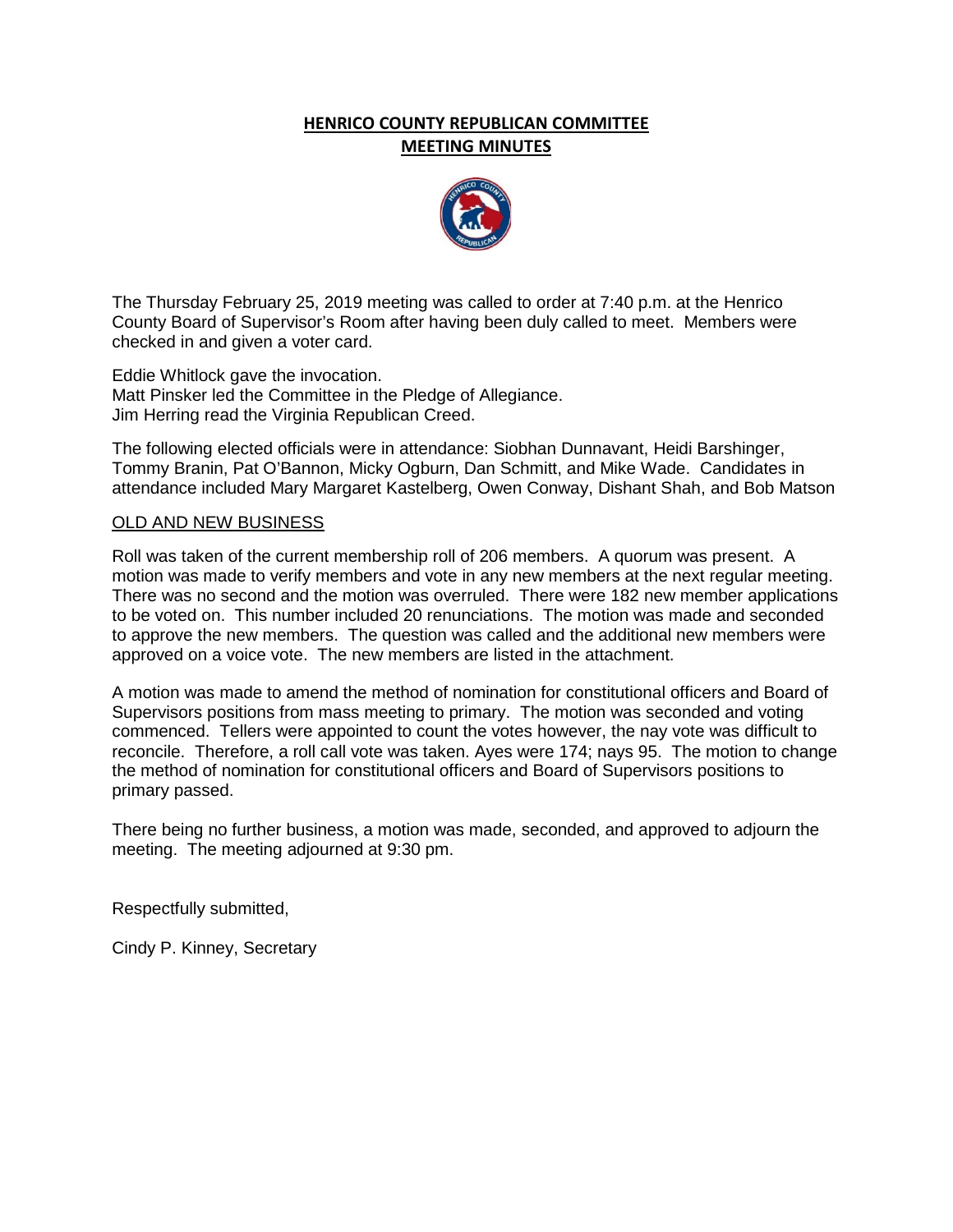# HENRICO COUNTY REPUBLICAN COMMITTEE
## MEETING MINUTES

The Thursday February 25, 2019 meeting was called to order at 7:40 p.m. at the Henrico County Board of Supervisor's Room after having been duly called to meet. Members were checked in and given a voter card.

Eddie Whitlock gave the invocation.
Matt Pinsker led the Committee in the Pledge of Allegiance.
Jim Herring read the Virginia Republican Creed.

The following elected officials were in attendance: Siobhan Dunnavant, Heidi Barshinger, Tommy Branin, Pat O'Bannon, Micky Ogburn, Dan Schmitt, and Mike Wade. Candidates in attendance included Mary Margaret Kastelberg, Owen Conway, Dishant Shah, and Bob Matson

OLD AND NEW BUSINESS

Roll was taken of the current membership roll of 206 members. A quorum was present. A motion was made to verify members and vote in any new members at the next regular meeting. There was no second and the motion was overruled. There were 182 new member applications to be voted on. This number included 20 renunciations. The motion was made and seconded to approve the new members. The question was called and the additional new members were approved on a voice vote. The new members are listed in the attachment.

A motion was made to amend the method of nomination for constitutional officers and Board of Supervisors positions from mass meeting to primary. The motion was seconded and voting commenced. Tellers were appointed to count the votes however, the nay vote was difficult to reconcile. Therefore, a roll call vote was taken. Ayes were 174; nays 95. The motion to change the method of nomination for constitutional officers and Board of Supervisors positions to primary passed.

There being no further business, a motion was made, seconded, and approved to adjourn the meeting. The meeting adjourned at 9:30 pm.

Respectfully submitted,

Cindy P. Kinney, Secretary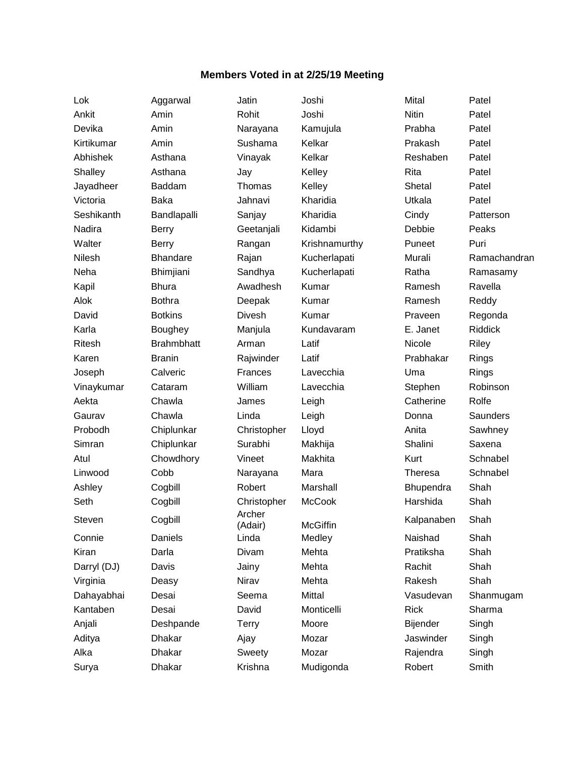**Members Voted in at 2/25/19 Meeting**

| | | | | | |
|---|---|---|---|---|---|
| Lok | Aggarwal | Jatin | Joshi | Mital | Patel |
| Ankit | Amin | Rohit | Joshi | Nitin | Patel |
| Devika | Amin | Narayana | Kamujula | Prabha | Patel |
| Kirtikumar | Amin | Sushama | Kelkar | Prakash | Patel |
| Abhishek | Asthana | Vinayak | Kelkar | Reshaben | Patel |
| Shalley | Asthana | Jay | Kelley | Rita | Patel |
| Jayadheer | Baddam | Thomas | Kelley | Shetal | Patel |
| Victoria | Baka | Jahnavi | Kharidia | Utkala | Patel |
| Seshikanth | Bandlapalli | Sanjay | Kharidia | Cindy | Patterson |
| Nadira | Berry | Geetanjali | Kidambi | Debbie | Peaks |
| Walter | Berry | Rangan | Krishnamurthy | Puneet | Puri |
| Nilesh | Bhandare | Rajan | Kucherlapati | Murali | Ramachandran |
| Neha | Bhimjiani | Sandhya | Kucherlapati | Ratha | Ramasamy |
| Kapil | Bhura | Awadhesh | Kumar | Ramesh | Ravella |
| Alok | Bothra | Deepak | Kumar | Ramesh | Reddy |
| David | Botkins | Divesh | Kumar | Praveen | Regonda |
| Karla | Boughey | Manjula | Kundavaram | E. Janet | Riddick |
| Ritesh | Brahmbhatt | Arman | Latif | Nicole | Riley |
| Karen | Branin | Rajwinder | Latif | Prabhakar | Rings |
| Joseph | Calveric | Frances | Lavecchia | Uma | Rings |
| Vinaykumar | Cataram | William | Lavecchia | Stephen | Robinson |
| Aekta | Chawla | James | Leigh | Catherine | Rolfe |
| Gaurav | Chawla | Linda | Leigh | Donna | Saunders |
| Probodh | Chiplunkar | Christopher | Lloyd | Anita | Sawhney |
| Simran | Chiplunkar | Surabhi | Makhija | Shalini | Saxena |
| Atul | Chowdhory | Vineet | Makhita | Kurt | Schnabel |
| Linwood | Cobb | Narayana | Mara | Theresa | Schnabel |
| Ashley | Cogbill | Robert | Marshall | Bhupendra | Shah |
| Seth | Cogbill | Christopher | McCook | Harshida | Shah |
| Steven | Cogbill | Archer (Adair) | McGiffin | Kalpanaben | Shah |
| Connie | Daniels | Linda | Medley | Naishad | Shah |
| Kiran | Darla | Divam | Mehta | Pratiksha | Shah |
| Darryl (DJ) | Davis | Jainy | Mehta | Rachit | Shah |
| Virginia | Deasy | Nirav | Mehta | Rakesh | Shah |
| Dahayabhai | Desai | Seema | Mittal | Vasudevan | Shanmugam |
| Kantaben | Desai | David | Monticelli | Rick | Sharma |
| Anjali | Deshpande | Terry | Moore | Bijender | Singh |
| Aditya | Dhakar | Ajay | Mozar | Jaswinder | Singh |
| Alka | Dhakar | Sweety | Mozar | Rajendra | Singh |
| Surya | Dhakar | Krishna | Mudigonda | Robert | Smith |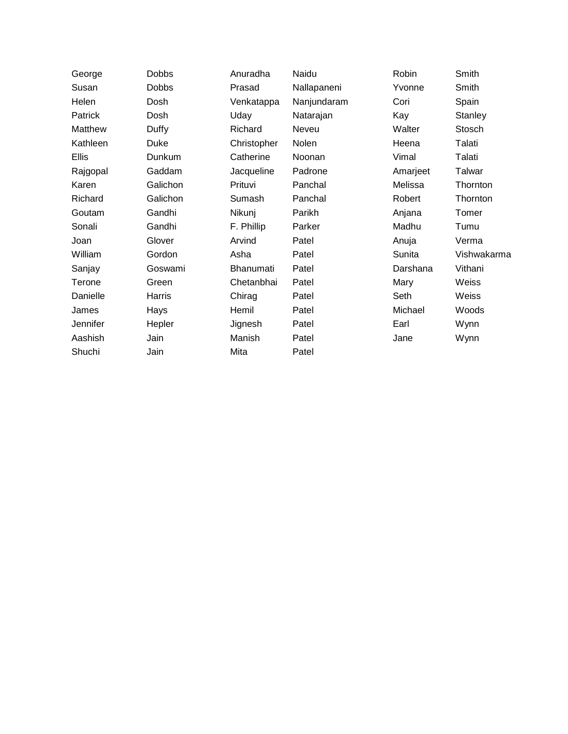| | | | | | |
|---|---|---|---|---|---|
| George | Dobbs | Anuradha | Naidu | Robin | Smith |
| Susan | Dobbs | Prasad | Nallapaneni | Yvonne | Smith |
| Helen | Dosh | Venkatappa | Nanjundaram | Cori | Spain |
| Patrick | Dosh | Uday | Natarajan | Kay | Stanley |
| Matthew | Duffy | Richard | Neveu | Walter | Stosch |
| Kathleen | Duke | Christopher | Nolen | Heena | Talati |
| Ellis | Dunkum | Catherine | Noonan | Vimal | Talati |
| Rajgopal | Gaddam | Jacqueline | Padrone | Amarjeet | Talwar |
| Karen | Galichon | Prituvi | Panchal | Melissa | Thornton |
| Richard | Galichon | Sumash | Panchal | Robert | Thornton |
| Goutam | Gandhi | Nikunj | Parikh | Anjana | Tomer |
| Sonali | Gandhi | F. Phillip | Parker | Madhu | Tumu |
| Joan | Glover | Arvind | Patel | Anuja | Verma |
| William | Gordon | Asha | Patel | Sunita | Vishwakarma |
| Sanjay | Goswami | Bhanumati | Patel | Darshana | Vithani |
| Terone | Green | Chetanbhai | Patel | Mary | Weiss |
| Danielle | Harris | Chirag | Patel | Seth | Weiss |
| James | Hays | Hemil | Patel | Michael | Woods |
| Jennifer | Hepler | Jignesh | Patel | Earl | Wynn |
| Aashish | Jain | Manish | Patel | Jane | Wynn |
| Shuchi | Jain | Mita | Patel | | |